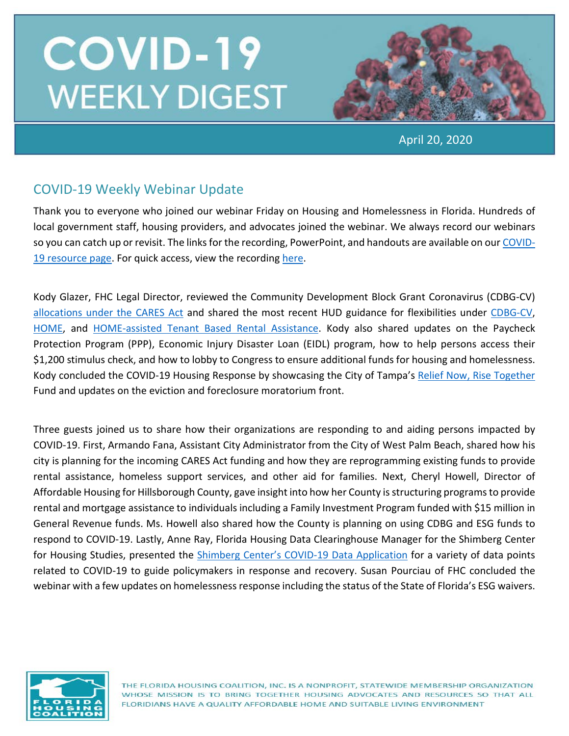# COVID-19 WEEKLY DIGEST

April 20, 2020

## COVID-19 Weekly Webinar Update

Thank you to everyone who joined our webinar Friday on Housing and Homelessness in Florida. Hundreds of local government staff, housing providers, and advocates joined the webinar. We always record our webinars so you can catch up or revisit. The links for the recording, PowerPoint, and handouts are available on our COVID-19 resource page. For quick access, view the recording here.

Kody Glazer, FHC Legal Director, reviewed the Community Development Block Grant Coronavirus (CDBG-CV) allocations under the CARES Act and shared the most recent HUD guidance for flexibilities under CDBG-CV, HOME, and HOME-assisted Tenant Based Rental Assistance. Kody also shared updates on the Paycheck Protection Program (PPP), Economic Injury Disaster Loan (EIDL) program, how to help persons access their $1,200 stimulus check, and how to lobby to Congress to ensure additional funds for housing and homelessness. Kody concluded the COVID-19 Housing Response by showcasing the City of Tampa's Relief Now, Rise Together Fund and updates on the eviction and foreclosure moratorium front.

Three guests joined us to share how their organizations are responding to and aiding persons impacted by COVID-19. First, Armando Fana, Assistant City Administrator from the City of West Palm Beach, shared how his city is planning for the incoming CARES Act funding and how they are reprogramming existing funds to provide rental assistance, homeless support services, and other aid for families. Next, Cheryl Howell, Director of Affordable Housing for Hillsborough County, gave insight into how her County is structuring programs to provide rental and mortgage assistance to individuals including a Family Investment Program funded with $15 million in General Revenue funds. Ms. Howell also shared how the County is planning on using CDBG and ESG funds to respond to COVID-19. Lastly, Anne Ray, Florida Housing Data Clearinghouse Manager for the Shimberg Center for Housing Studies, presented the Shimberg Center's COVID-19 Data Application for a variety of data points related to COVID-19 to guide policymakers in response and recovery. Susan Pourciau of FHC concluded the webinar with a few updates on homelessness response including the status of the State of Florida's ESG waivers.

THE FLORIDA HOUSING COALITION, INC. IS A NONPROFIT, STATEWIDE MEMBERSHIP ORGANIZATION WHOSE MISSION IS TO BRING TOGETHER HOUSING ADVOCATES AND RESOURCES SO THAT ALL FLORIDIANS HAVE A QUALITY AFFORDABLE HOME AND SUITABLE LIVING ENVIRONMENT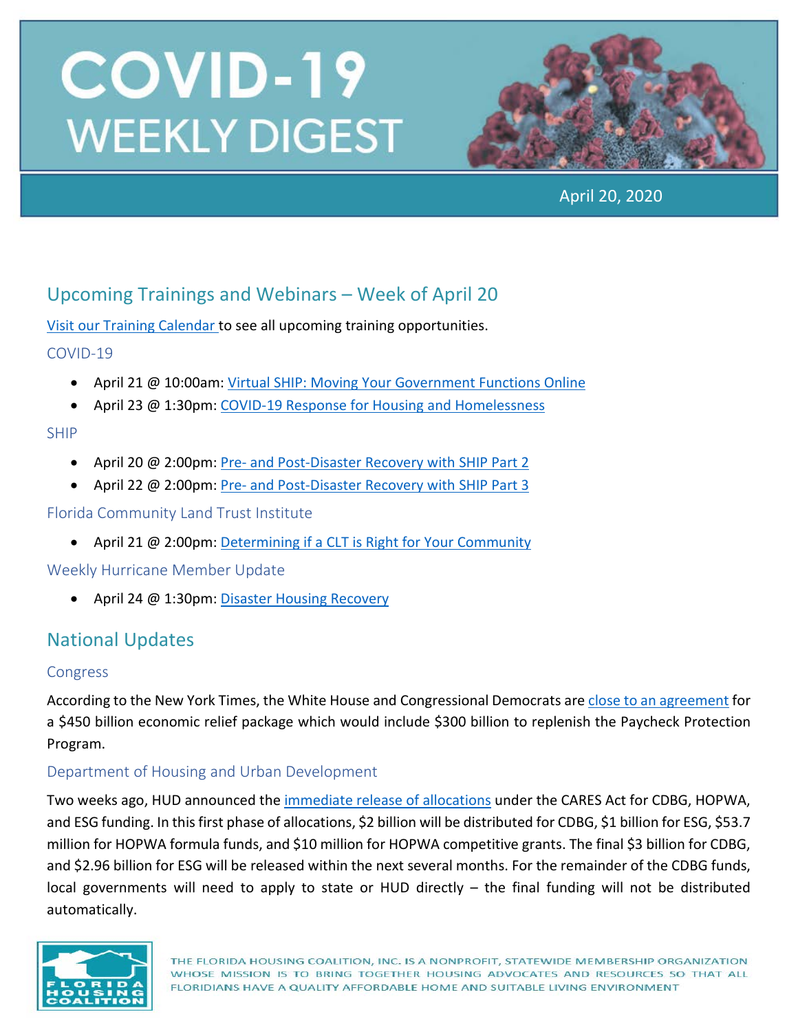# COVID-19 WEEKLY DIGEST

April 20, 2020

## Upcoming Trainings and Webinars – Week of April 20

[Visit our Training Calendar](#) to see all upcoming training opportunities.

### COVID-19

- April 21 @ 10:00am: [Virtual SHIP: Moving Your Government Functions Online](#)
- April 23 @ 1:30pm: [COVID-19 Response for Housing and Homelessness](#)

### SHIP

- April 20 @ 2:00pm: [Pre- and Post-Disaster Recovery with SHIP Part 2](#)
- April 22 @ 2:00pm: [Pre- and Post-Disaster Recovery with SHIP Part 3](#)

### Florida Community Land Trust Institute

- April 21 @ 2:00pm: [Determining if a CLT is Right for Your Community](#)

### Weekly Hurricane Member Update

- April 24 @ 1:30pm: [Disaster Housing Recovery](#)

## National Updates

### Congress

According to the New York Times, the White House and Congressional Democrats are [close to an agreement](#) for a $450 billion economic relief package which would include $300 billion to replenish the Paycheck Protection Program.

### Department of Housing and Urban Development

Two weeks ago, HUD announced the [immediate release of allocations](#) under the CARES Act for CDBG, HOPWA, and ESG funding. In this first phase of allocations, $2 billion will be distributed for CDBG, $1 billion for ESG, $53.7 million for HOPWA formula funds, and $10 million for HOPWA competitive grants. The final $3 billion for CDBG, and $2.96 billion for ESG will be released within the next several months. For the remainder of the CDBG funds, local governments will need to apply to state or HUD directly – the final funding will not be distributed automatically.

THE FLORIDA HOUSING COALITION, INC. IS A NONPROFIT, STATEWIDE MEMBERSHIP ORGANIZATION WHOSE MISSION IS TO BRING TOGETHER HOUSING ADVOCATES AND RESOURCES SO THAT ALL FLORIDIANS HAVE A QUALITY AFFORDABLE HOME AND SUITABLE LIVING ENVIRONMENT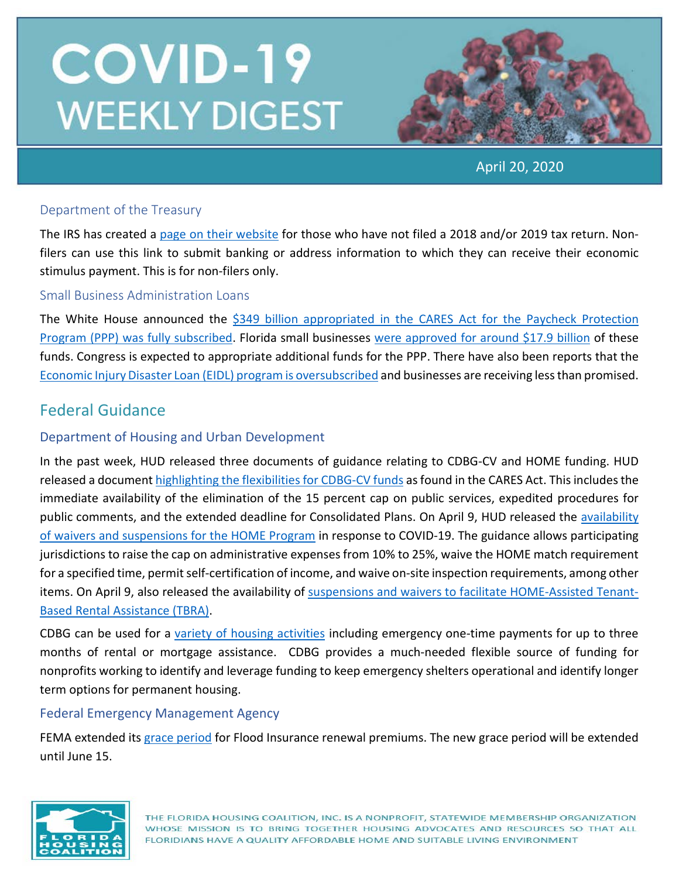# COVID-19 WEEKLY DIGEST

April 20, 2020

### Department of the Treasury

The IRS has created a page on their website for those who have not filed a 2018 and/or 2019 tax return. Non-filers can use this link to submit banking or address information to which they can receive their economic stimulus payment. This is for non-filers only.

### Small Business Administration Loans

The White House announced the $349 billion appropriated in the CARES Act for the Paycheck Protection Program (PPP) was fully subscribed. Florida small businesses were approved for around $17.9 billion of these funds. Congress is expected to appropriate additional funds for the PPP. There have also been reports that the Economic Injury Disaster Loan (EIDL) program is oversubscribed and businesses are receiving less than promised.

## Federal Guidance

### Department of Housing and Urban Development

In the past week, HUD released three documents of guidance relating to CDBG-CV and HOME funding. HUD released a document highlighting the flexibilities for CDBG-CV funds as found in the CARES Act. This includes the immediate availability of the elimination of the 15 percent cap on public services, expedited procedures for public comments, and the extended deadline for Consolidated Plans. On April 9, HUD released the availability of waivers and suspensions for the HOME Program in response to COVID-19. The guidance allows participating jurisdictions to raise the cap on administrative expenses from 10% to 25%, waive the HOME match requirement for a specified time, permit self-certification of income, and waive on-site inspection requirements, among other items. On April 9, also released the availability of suspensions and waivers to facilitate HOME-Assisted Tenant-Based Rental Assistance (TBRA).

CDBG can be used for a variety of housing activities including emergency one-time payments for up to three months of rental or mortgage assistance. CDBG provides a much-needed flexible source of funding for nonprofits working to identify and leverage funding to keep emergency shelters operational and identify longer term options for permanent housing.

### Federal Emergency Management Agency

FEMA extended its grace period for Flood Insurance renewal premiums. The new grace period will be extended until June 15.

THE FLORIDA HOUSING COALITION, INC. IS A NONPROFIT, STATEWIDE MEMBERSHIP ORGANIZATION WHOSE MISSION IS TO BRING TOGETHER HOUSING ADVOCATES AND RESOURCES SO THAT ALL FLORIDIANS HAVE A QUALITY AFFORDABLE HOME AND SUITABLE LIVING ENVIRONMENT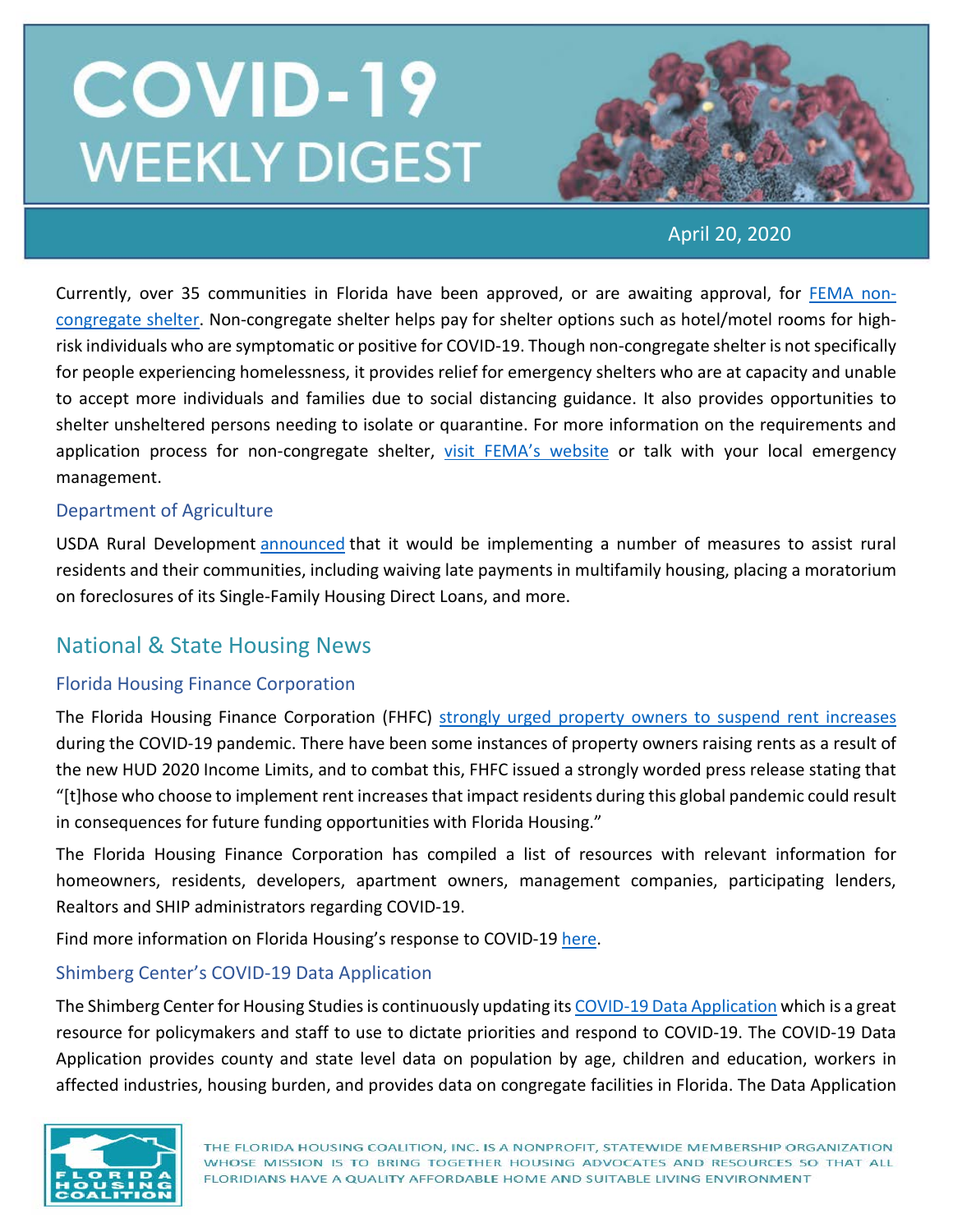Currently, over 35 communities in Florida have been approved, or are awaiting approval, for FEMA non-congregate shelter. Non-congregate shelter helps pay for shelter options such as hotel/motel rooms for high-risk individuals who are symptomatic or positive for COVID-19. Though non-congregate shelter is not specifically for people experiencing homelessness, it provides relief for emergency shelters who are at capacity and unable to accept more individuals and families due to social distancing guidance. It also provides opportunities to shelter unsheltered persons needing to isolate or quarantine. For more information on the requirements and application process for non-congregate shelter, visit FEMA's website or talk with your local emergency management.

### Department of Agriculture

USDA Rural Development announced that it would be implementing a number of measures to assist rural residents and their communities, including waiving late payments in multifamily housing, placing a moratorium on foreclosures of its Single-Family Housing Direct Loans, and more.

## National & State Housing News

### Florida Housing Finance Corporation

The Florida Housing Finance Corporation (FHFC) strongly urged property owners to suspend rent increases during the COVID-19 pandemic. There have been some instances of property owners raising rents as a result of the new HUD 2020 Income Limits, and to combat this, FHFC issued a strongly worded press release stating that "[t]hose who choose to implement rent increases that impact residents during this global pandemic could result in consequences for future funding opportunities with Florida Housing."

The Florida Housing Finance Corporation has compiled a list of resources with relevant information for homeowners, residents, developers, apartment owners, management companies, participating lenders, Realtors and SHIP administrators regarding COVID-19.

Find more information on Florida Housing's response to COVID-19 here.

### Shimberg Center's COVID-19 Data Application

The Shimberg Center for Housing Studies is continuously updating its COVID-19 Data Application which is a great resource for policymakers and staff to use to dictate priorities and respond to COVID-19. The COVID-19 Data Application provides county and state level data on population by age, children and education, workers in affected industries, housing burden, and provides data on congregate facilities in Florida. The Data Application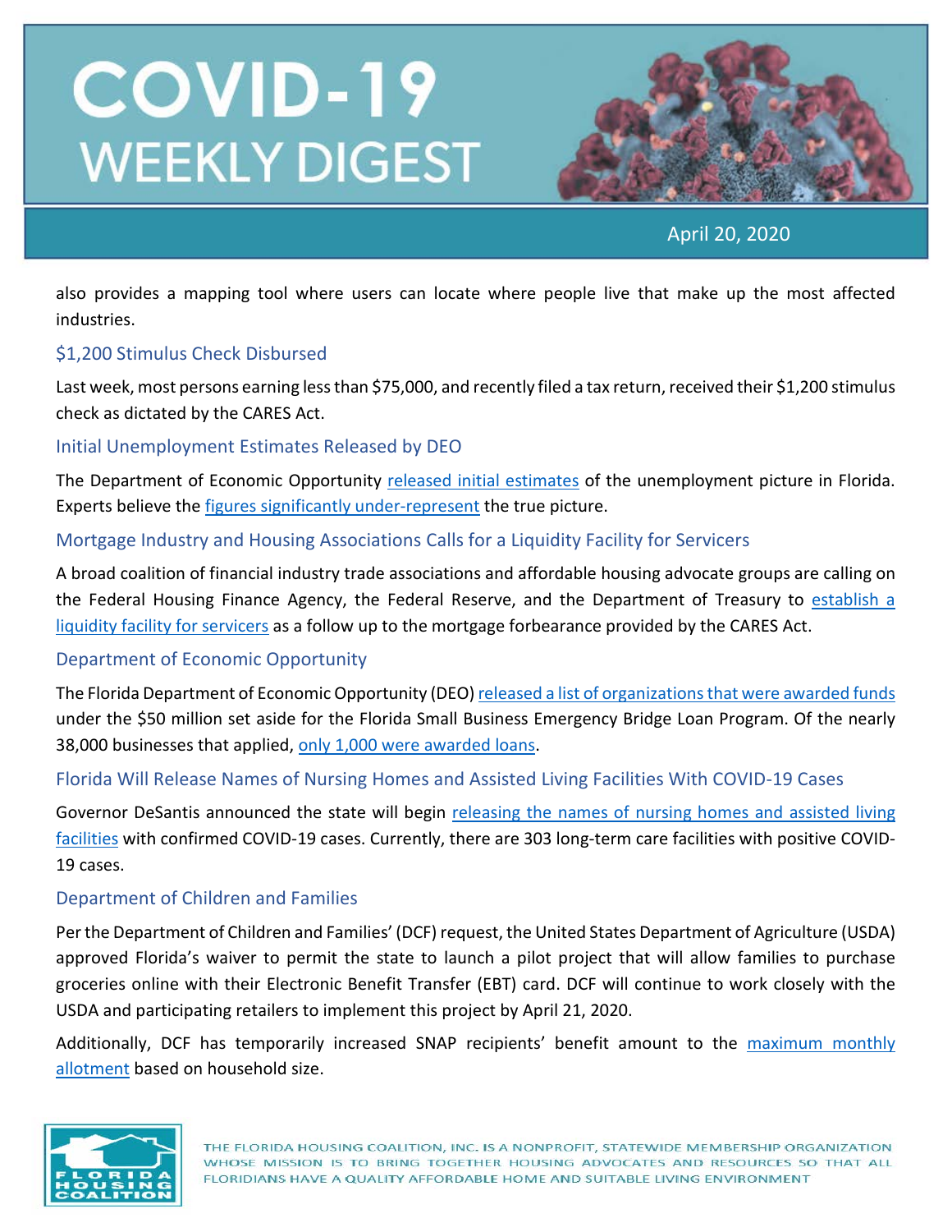also provides a mapping tool where users can locate where people live that make up the most affected industries.

### $1,200 Stimulus Check Disbursed

Last week, most persons earning less than $75,000, and recently filed a tax return, received their $1,200 stimulus check as dictated by the CARES Act.

### Initial Unemployment Estimates Released by DEO

The Department of Economic Opportunity released initial estimates of the unemployment picture in Florida. Experts believe the figures significantly under-represent the true picture.

### Mortgage Industry and Housing Associations Calls for a Liquidity Facility for Servicers

A broad coalition of financial industry trade associations and affordable housing advocate groups are calling on the Federal Housing Finance Agency, the Federal Reserve, and the Department of Treasury to establish a liquidity facility for servicers as a follow up to the mortgage forbearance provided by the CARES Act.

### Department of Economic Opportunity

The Florida Department of Economic Opportunity (DEO) released a list of organizations that were awarded funds under the $50 million set aside for the Florida Small Business Emergency Bridge Loan Program. Of the nearly 38,000 businesses that applied, only 1,000 were awarded loans.

### Florida Will Release Names of Nursing Homes and Assisted Living Facilities With COVID-19 Cases

Governor DeSantis announced the state will begin releasing the names of nursing homes and assisted living facilities with confirmed COVID-19 cases. Currently, there are 303 long-term care facilities with positive COVID-19 cases.

### Department of Children and Families

Per the Department of Children and Families' (DCF) request, the United States Department of Agriculture (USDA) approved Florida's waiver to permit the state to launch a pilot project that will allow families to purchase groceries online with their Electronic Benefit Transfer (EBT) card. DCF will continue to work closely with the USDA and participating retailers to implement this project by April 21, 2020.

Additionally, DCF has temporarily increased SNAP recipients' benefit amount to the maximum monthly allotment based on household size.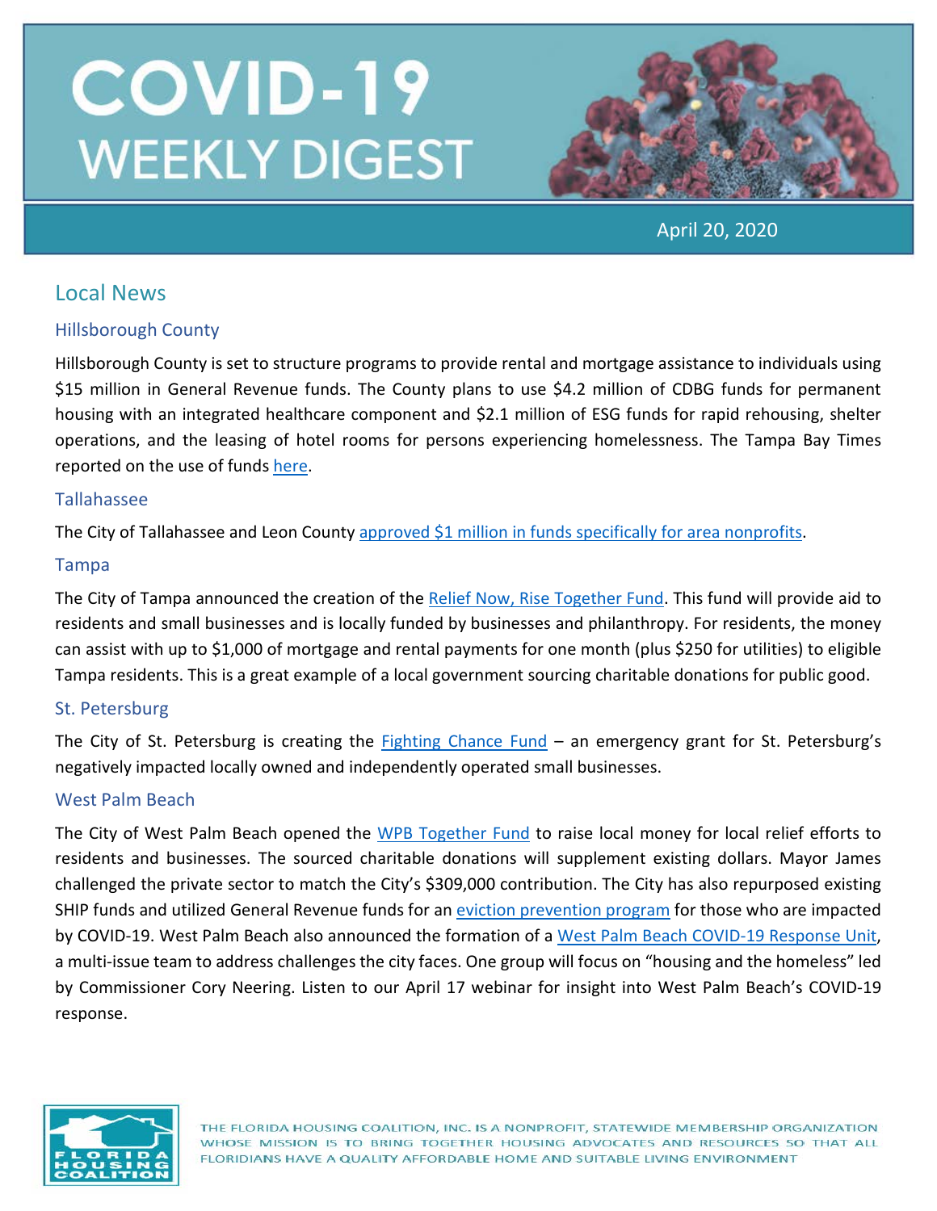# COVID-19 WEEKLY DIGEST

April 20, 2020

## Local News

### Hillsborough County

Hillsborough County is set to structure programs to provide rental and mortgage assistance to individuals using $15 million in General Revenue funds. The County plans to use $4.2 million of CDBG funds for permanent housing with an integrated healthcare component and $2.1 million of ESG funds for rapid rehousing, shelter operations, and the leasing of hotel rooms for persons experiencing homelessness. The Tampa Bay Times reported on the use of funds here.

### Tallahassee

The City of Tallahassee and Leon County approved $1 million in funds specifically for area nonprofits.

### Tampa

The City of Tampa announced the creation of the Relief Now, Rise Together Fund. This fund will provide aid to residents and small businesses and is locally funded by businesses and philanthropy. For residents, the money can assist with up to $1,000 of mortgage and rental payments for one month (plus $250 for utilities) to eligible Tampa residents. This is a great example of a local government sourcing charitable donations for public good.

### St. Petersburg

The City of St. Petersburg is creating the Fighting Chance Fund – an emergency grant for St. Petersburg's negatively impacted locally owned and independently operated small businesses.

### West Palm Beach

The City of West Palm Beach opened the WPB Together Fund to raise local money for local relief efforts to residents and businesses. The sourced charitable donations will supplement existing dollars. Mayor James challenged the private sector to match the City's $309,000 contribution. The City has also repurposed existing SHIP funds and utilized General Revenue funds for an eviction prevention program for those who are impacted by COVID-19. West Palm Beach also announced the formation of a West Palm Beach COVID-19 Response Unit, a multi-issue team to address challenges the city faces. One group will focus on "housing and the homeless" led by Commissioner Cory Neering. Listen to our April 17 webinar for insight into West Palm Beach's COVID-19 response.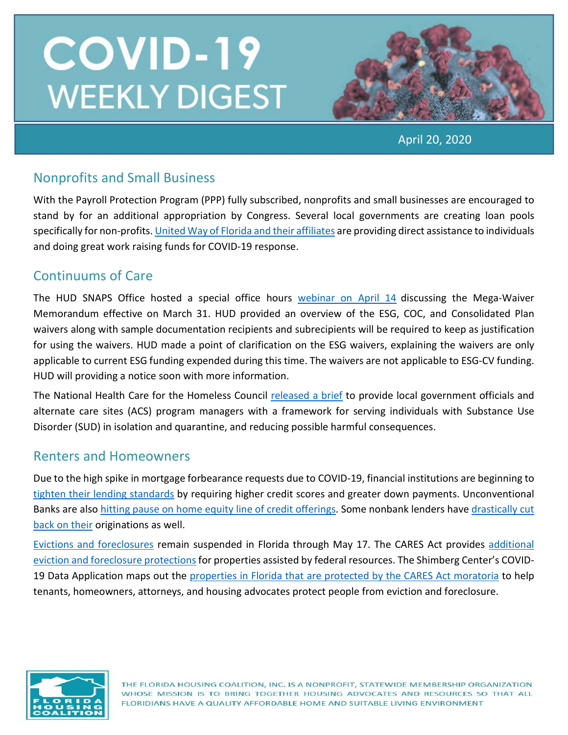// COVID-19 WEEKLY DIGEST

April 20, 2020

## Nonprofits and Small Business

With the Payroll Protection Program (PPP) fully subscribed, nonprofits and small businesses are encouraged to stand by for an additional appropriation by Congress. Several local governments are creating loan pools specifically for non-profits. United Way of Florida and their affiliates are providing direct assistance to individuals and doing great work raising funds for COVID-19 response.

## Continuums of Care

The HUD SNAPS Office hosted a special office hours webinar on April 14 discussing the Mega-Waiver Memorandum effective on March 31. HUD provided an overview of the ESG, COC, and Consolidated Plan waivers along with sample documentation recipients and subrecipients will be required to keep as justification for using the waivers. HUD made a point of clarification on the ESG waivers, explaining the waivers are only applicable to current ESG funding expended during this time. The waivers are not applicable to ESG-CV funding. HUD will providing a notice soon with more information.

The National Health Care for the Homeless Council released a brief to provide local government officials and alternate care sites (ACS) program managers with a framework for serving individuals with Substance Use Disorder (SUD) in isolation and quarantine, and reducing possible harmful consequences.

## Renters and Homeowners

Due to the high spike in mortgage forbearance requests due to COVID-19, financial institutions are beginning to tighten their lending standards by requiring higher credit scores and greater down payments. Unconventional Banks are also hitting pause on home equity line of credit offerings. Some nonbank lenders have drastically cut back on their originations as well.

Evictions and foreclosures remain suspended in Florida through May 17. The CARES Act provides additional eviction and foreclosure protections for properties assisted by federal resources. The Shimberg Center's COVID-19 Data Application maps out the properties in Florida that are protected by the CARES Act moratoria to help tenants, homeowners, attorneys, and housing advocates protect people from eviction and foreclosure.

THE FLORIDA HOUSING COALITION, INC. IS A NONPROFIT, STATEWIDE MEMBERSHIP ORGANIZATION WHOSE MISSION IS TO BRING TOGETHER HOUSING ADVOCATES AND RESOURCES SO THAT ALL FLORIDIANS HAVE A QUALITY AFFORDABLE HOME AND SUITABLE LIVING ENVIRONMENT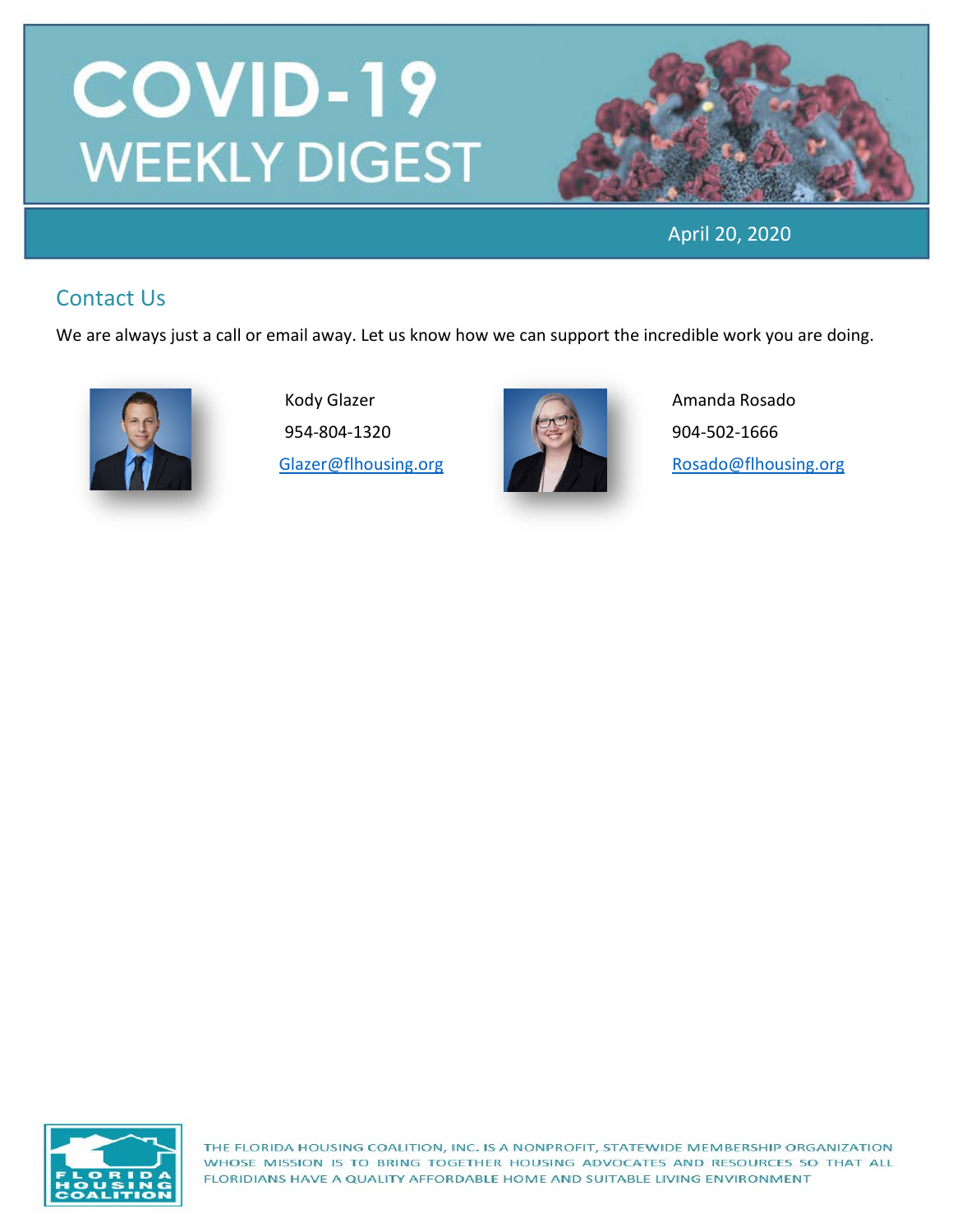# COVID-19 WEEKLY DIGEST

April 20, 2020

## Contact Us

We are always just a call or email away. Let us know how we can support the incredible work you are doing.

Kody Glazer
954-804-1320
Glazer@flhousing.org

Amanda Rosado
904-502-1666
Rosado@flhousing.org

THE FLORIDA HOUSING COALITION, INC. IS A NONPROFIT, STATEWIDE MEMBERSHIP ORGANIZATION WHOSE MISSION IS TO BRING TOGETHER HOUSING ADVOCATES AND RESOURCES SO THAT ALL FLORIDIANS HAVE A QUALITY AFFORDABLE HOME AND SUITABLE LIVING ENVIRONMENT